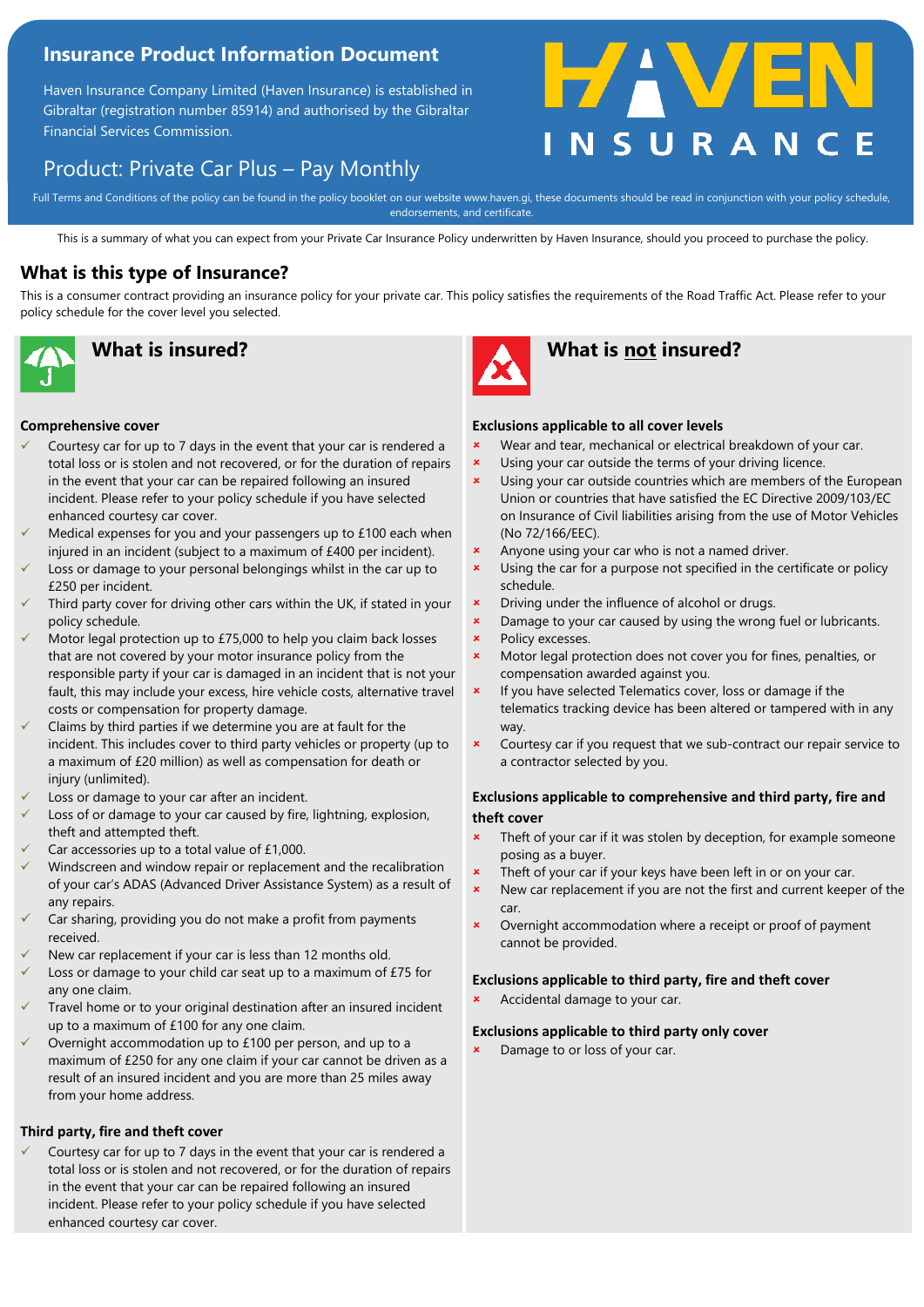# Insurance Product Information Document

Haven Insurance Company Limited (Haven Insurance) is established in Gibraltar (registration number 85914) and authorised by the Gibraltar Financial Services Commission.

HAVEN INSURANCE

## Product: Private Car Plus – Pay Monthly

Full Terms and Conditions of the policy can be found in the policy booklet on our website www.haven.gi, these documents should be read in conjunction with your policy schedule, endorsements, and certificate.

This is a summary of what you can expect from your Private Car Insurance Policy underwritten by Haven Insurance, should you proceed to purchase the policy.

## What is this type of Insurance?

This is a consumer contract providing an insurance policy for your private car. This policy satisfies the requirements of the Road Traffic Act. Please refer to your policy schedule for the cover level you selected.

## What is insured?

**Comprehensive cover**

- ✓ Courtesy car for up to 7 days in the event that your car is rendered a total loss or is stolen and not recovered, or for the duration of repairs in the event that your car can be repaired following an insured incident. Please refer to your policy schedule if you have selected enhanced courtesy car cover.
- ✓ Medical expenses for you and your passengers up to £100 each when injured in an incident (subject to a maximum of £400 per incident).
- ✓ Loss or damage to your personal belongings whilst in the car up to £250 per incident.
- ✓ Third party cover for driving other cars within the UK, if stated in your policy schedule.
- ✓ Motor legal protection up to £75,000 to help you claim back losses that are not covered by your motor insurance policy from the responsible party if your car is damaged in an incident that is not your fault, this may include your excess, hire vehicle costs, alternative travel costs or compensation for property damage.
- ✓ Claims by third parties if we determine you are at fault for the incident. This includes cover to third party vehicles or property (up to a maximum of £20 million) as well as compensation for death or injury (unlimited).
- ✓ Loss or damage to your car after an incident.
- ✓ Loss of or damage to your car caused by fire, lightning, explosion, theft and attempted theft.
- ✓ Car accessories up to a total value of £1,000.
- ✓ Windscreen and window repair or replacement and the recalibration of your car's ADAS (Advanced Driver Assistance System) as a result of any repairs.
- ✓ Car sharing, providing you do not make a profit from payments received.
- ✓ New car replacement if your car is less than 12 months old.
- ✓ Loss or damage to your child car seat up to a maximum of £75 for any one claim.
- ✓ Travel home or to your original destination after an insured incident up to a maximum of £100 for any one claim.
- ✓ Overnight accommodation up to £100 per person, and up to a maximum of £250 for any one claim if your car cannot be driven as a result of an insured incident and you are more than 25 miles away from your home address.

**Third party, fire and theft cover**

- ✓ Courtesy car for up to 7 days in the event that your car is rendered a total loss or is stolen and not recovered, or for the duration of repairs in the event that your car can be repaired following an insured incident. Please refer to your policy schedule if you have selected enhanced courtesy car cover.

## What is not insured?

**Exclusions applicable to all cover levels**

- ✗ Wear and tear, mechanical or electrical breakdown of your car.
- ✗ Using your car outside the terms of your driving licence.
- ✗ Using your car outside countries which are members of the European Union or countries that have satisfied the EC Directive 2009/103/EC on Insurance of Civil liabilities arising from the use of Motor Vehicles (No 72/166/EEC).
- ✗ Anyone using your car who is not a named driver.
- ✗ Using the car for a purpose not specified in the certificate or policy schedule.
- ✗ Driving under the influence of alcohol or drugs.
- ✗ Damage to your car caused by using the wrong fuel or lubricants.
- ✗ Policy excesses.
- ✗ Motor legal protection does not cover you for fines, penalties, or compensation awarded against you.
- ✗ If you have selected Telematics cover, loss or damage if the telematics tracking device has been altered or tampered with in any way.
- ✗ Courtesy car if you request that we sub-contract our repair service to a contractor selected by you.

**Exclusions applicable to comprehensive and third party, fire and theft cover**

- ✗ Theft of your car if it was stolen by deception, for example someone posing as a buyer.
- ✗ Theft of your car if your keys have been left in or on your car.
- ✗ New car replacement if you are not the first and current keeper of the car.
- ✗ Overnight accommodation where a receipt or proof of payment cannot be provided.

**Exclusions applicable to third party, fire and theft cover**

- ✗ Accidental damage to your car.

**Exclusions applicable to third party only cover**

- ✗ Damage to or loss of your car.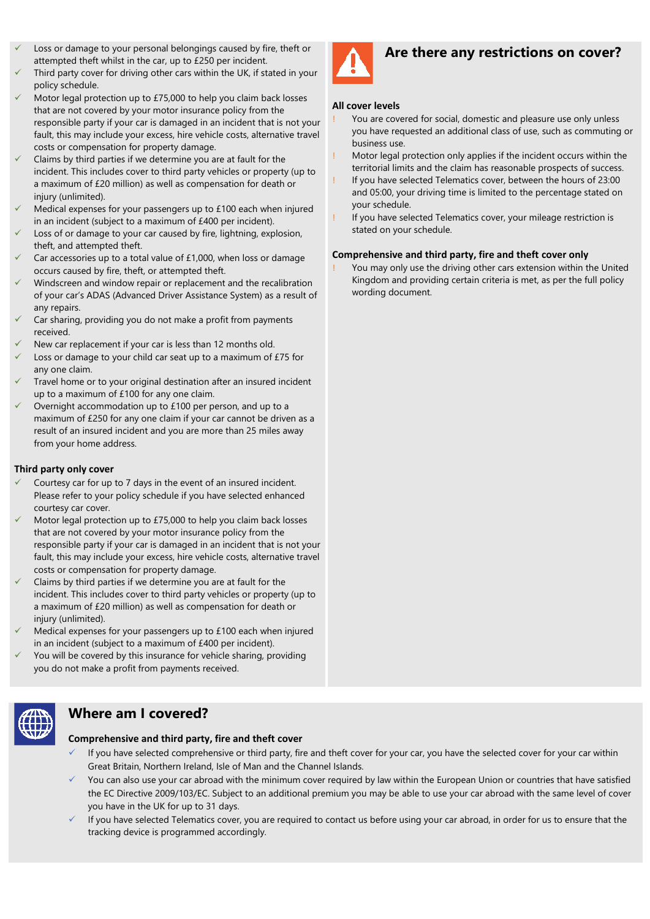- ✓ Loss or damage to your personal belongings caused by fire, theft or attempted theft whilst in the car, up to £250 per incident.
- ✓ Third party cover for driving other cars within the UK, if stated in your policy schedule.
- ✓ Motor legal protection up to £75,000 to help you claim back losses that are not covered by your motor insurance policy from the responsible party if your car is damaged in an incident that is not your fault, this may include your excess, hire vehicle costs, alternative travel costs or compensation for property damage.
- ✓ Claims by third parties if we determine you are at fault for the incident. This includes cover to third party vehicles or property (up to a maximum of £20 million) as well as compensation for death or injury (unlimited).
- ✓ Medical expenses for your passengers up to £100 each when injured in an incident (subject to a maximum of £400 per incident).
- ✓ Loss of or damage to your car caused by fire, lightning, explosion, theft, and attempted theft.
- ✓ Car accessories up to a total value of £1,000, when loss or damage occurs caused by fire, theft, or attempted theft.
- ✓ Windscreen and window repair or replacement and the recalibration of your car's ADAS (Advanced Driver Assistance System) as a result of any repairs.
- ✓ Car sharing, providing you do not make a profit from payments received.
- ✓ New car replacement if your car is less than 12 months old.
- ✓ Loss or damage to your child car seat up to a maximum of £75 for any one claim.
- ✓ Travel home or to your original destination after an insured incident up to a maximum of £100 for any one claim.
- ✓ Overnight accommodation up to £100 per person, and up to a maximum of £250 for any one claim if your car cannot be driven as a result of an insured incident and you are more than 25 miles away from your home address.

**Third party only cover**

- ✓ Courtesy car for up to 7 days in the event of an insured incident. Please refer to your policy schedule if you have selected enhanced courtesy car cover.
- ✓ Motor legal protection up to £75,000 to help you claim back losses that are not covered by your motor insurance policy from the responsible party if your car is damaged in an incident that is not your fault, this may include your excess, hire vehicle costs, alternative travel costs or compensation for property damage.
- ✓ Claims by third parties if we determine you are at fault for the incident. This includes cover to third party vehicles or property (up to a maximum of £20 million) as well as compensation for death or injury (unlimited).
- ✓ Medical expenses for your passengers up to £100 each when injured in an incident (subject to a maximum of £400 per incident).
- ✓ You will be covered by this insurance for vehicle sharing, providing you do not make a profit from payments received.

## Are there any restrictions on cover?

**All cover levels**

- ! You are covered for social, domestic and pleasure use only unless you have requested an additional class of use, such as commuting or business use.
- ! Motor legal protection only applies if the incident occurs within the territorial limits and the claim has reasonable prospects of success.
- ! If you have selected Telematics cover, between the hours of 23:00 and 05:00, your driving time is limited to the percentage stated on your schedule.
- ! If you have selected Telematics cover, your mileage restriction is stated on your schedule.

**Comprehensive and third party, fire and theft cover only**

- ! You may only use the driving other cars extension within the United Kingdom and providing certain criteria is met, as per the full policy wording document.

## Where am I covered?

**Comprehensive and third party, fire and theft cover**

- ✓ If you have selected comprehensive or third party, fire and theft cover for your car, you have the selected cover for your car within Great Britain, Northern Ireland, Isle of Man and the Channel Islands.
- ✓ You can also use your car abroad with the minimum cover required by law within the European Union or countries that have satisfied the EC Directive 2009/103/EC. Subject to an additional premium you may be able to use your car abroad with the same level of cover you have in the UK for up to 31 days.
- ✓ If you have selected Telematics cover, you are required to contact us before using your car abroad, in order for us to ensure that the tracking device is programmed accordingly.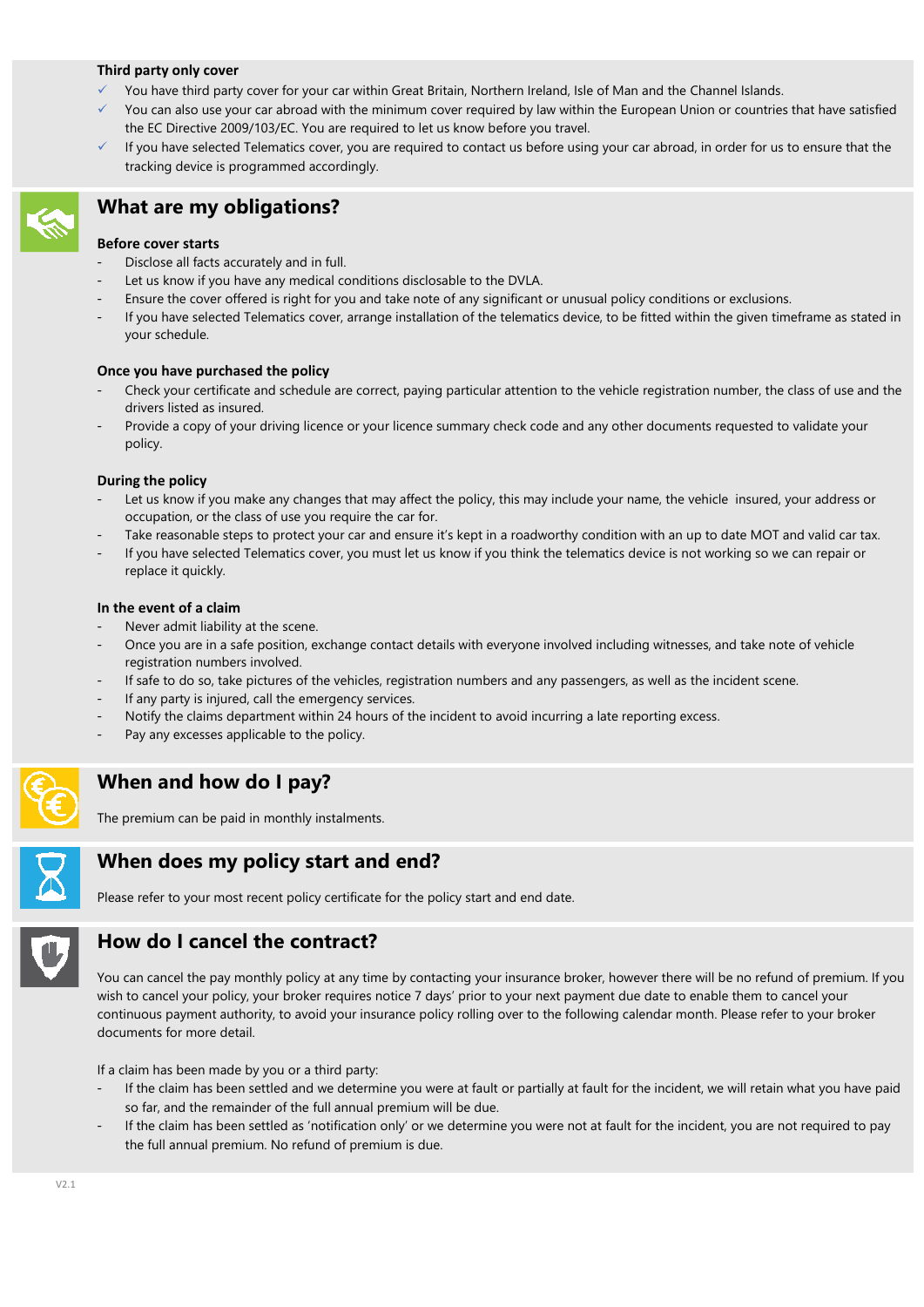**Third party only cover**

- ✓ You have third party cover for your car within Great Britain, Northern Ireland, Isle of Man and the Channel Islands.
- ✓ You can also use your car abroad with the minimum cover required by law within the European Union or countries that have satisfied the EC Directive 2009/103/EC. You are required to let us know before you travel.
- ✓ If you have selected Telematics cover, you are required to contact us before using your car abroad, in order for us to ensure that the tracking device is programmed accordingly.

## What are my obligations?

**Before cover starts**

- Disclose all facts accurately and in full.
- Let us know if you have any medical conditions disclosable to the DVLA.
- Ensure the cover offered is right for you and take note of any significant or unusual policy conditions or exclusions.
- If you have selected Telematics cover, arrange installation of the telematics device, to be fitted within the given timeframe as stated in your schedule.

**Once you have purchased the policy**

- Check your certificate and schedule are correct, paying particular attention to the vehicle registration number, the class of use and the drivers listed as insured.
- Provide a copy of your driving licence or your licence summary check code and any other documents requested to validate your policy.

**During the policy**

- Let us know if you make any changes that may affect the policy, this may include your name, the vehicle insured, your address or occupation, or the class of use you require the car for.
- Take reasonable steps to protect your car and ensure it's kept in a roadworthy condition with an up to date MOT and valid car tax.
- If you have selected Telematics cover, you must let us know if you think the telematics device is not working so we can repair or replace it quickly.

**In the event of a claim**

- Never admit liability at the scene.
- Once you are in a safe position, exchange contact details with everyone involved including witnesses, and take note of vehicle registration numbers involved.
- If safe to do so, take pictures of the vehicles, registration numbers and any passengers, as well as the incident scene.
- If any party is injured, call the emergency services.
- Notify the claims department within 24 hours of the incident to avoid incurring a late reporting excess.
- Pay any excesses applicable to the policy.

## When and how do I pay?

The premium can be paid in monthly instalments.

## When does my policy start and end?

Please refer to your most recent policy certificate for the policy start and end date.

## How do I cancel the contract?

You can cancel the pay monthly policy at any time by contacting your insurance broker, however there will be no refund of premium. If you wish to cancel your policy, your broker requires notice 7 days' prior to your next payment due date to enable them to cancel your continuous payment authority, to avoid your insurance policy rolling over to the following calendar month. Please refer to your broker documents for more detail.

If a claim has been made by you or a third party:

- If the claim has been settled and we determine you were at fault or partially at fault for the incident, we will retain what you have paid so far, and the remainder of the full annual premium will be due.
- If the claim has been settled as 'notification only' or we determine you were not at fault for the incident, you are not required to pay the full annual premium. No refund of premium is due.

V2.1